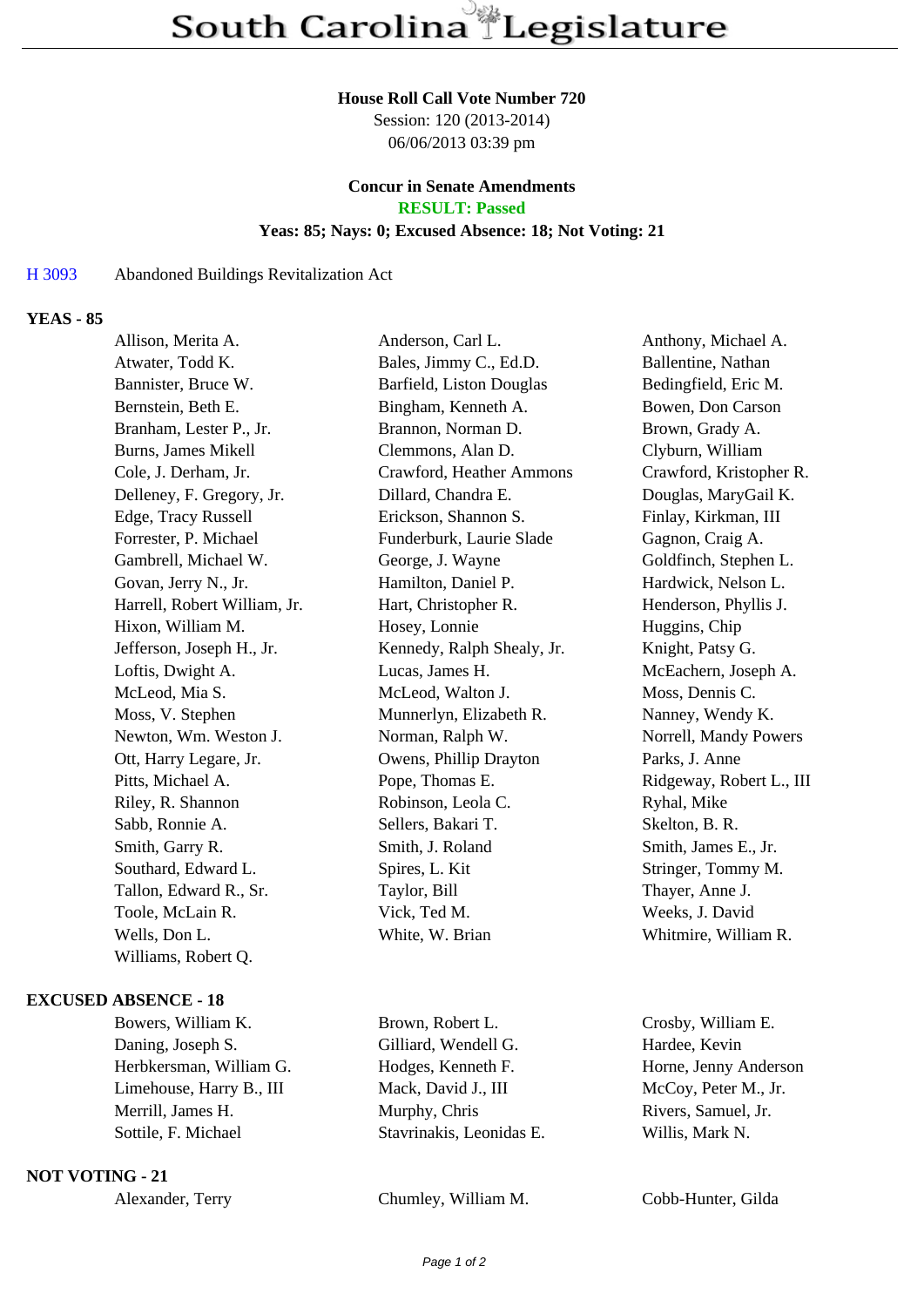# South Carolina Legislature

**House Roll Call Vote Number 720**
Session: 120 (2013-2014)
06/06/2013 03:39 pm

**Concur in Senate Amendments**
**RESULT: Passed**
**Yeas: 85; Nays: 0; Excused Absence: 18; Not Voting: 21**

H 3093 Abandoned Buildings Revitalization Act

**YEAS - 85**

| | | |
|---|---|---|
| Allison, Merita A. | Anderson, Carl L. | Anthony, Michael A. |
| Atwater, Todd K. | Bales, Jimmy C., Ed.D. | Ballentine, Nathan |
| Bannister, Bruce W. | Barfield, Liston Douglas | Bedingfield, Eric M. |
| Bernstein, Beth E. | Bingham, Kenneth A. | Bowen, Don Carson |
| Branham, Lester P., Jr. | Brannon, Norman D. | Brown, Grady A. |
| Burns, James Mikell | Clemmons, Alan D. | Clyburn, William |
| Cole, J. Derham, Jr. | Crawford, Heather Ammons | Crawford, Kristopher R. |
| Delleney, F. Gregory, Jr. | Dillard, Chandra E. | Douglas, MaryGail K. |
| Edge, Tracy Russell | Erickson, Shannon S. | Finlay, Kirkman, III |
| Forrester, P. Michael | Funderburk, Laurie Slade | Gagnon, Craig A. |
| Gambrell, Michael W. | George, J. Wayne | Goldfinch, Stephen L. |
| Govan, Jerry N., Jr. | Hamilton, Daniel P. | Hardwick, Nelson L. |
| Harrell, Robert William, Jr. | Hart, Christopher R. | Henderson, Phyllis J. |
| Hixon, William M. | Hosey, Lonnie | Huggins, Chip |
| Jefferson, Joseph H., Jr. | Kennedy, Ralph Shealy, Jr. | Knight, Patsy G. |
| Loftis, Dwight A. | Lucas, James H. | McEachern, Joseph A. |
| McLeod, Mia S. | McLeod, Walton J. | Moss, Dennis C. |
| Moss, V. Stephen | Munnerlyn, Elizabeth R. | Nanney, Wendy K. |
| Newton, Wm. Weston J. | Norman, Ralph W. | Norrell, Mandy Powers |
| Ott, Harry Legare, Jr. | Owens, Phillip Drayton | Parks, J. Anne |
| Pitts, Michael A. | Pope, Thomas E. | Ridgeway, Robert L., III |
| Riley, R. Shannon | Robinson, Leola C. | Ryhal, Mike |
| Sabb, Ronnie A. | Sellers, Bakari T. | Skelton, B. R. |
| Smith, Garry R. | Smith, J. Roland | Smith, James E., Jr. |
| Southard, Edward L. | Spires, L. Kit | Stringer, Tommy M. |
| Tallon, Edward R., Sr. | Taylor, Bill | Thayer, Anne J. |
| Toole, McLain R. | Vick, Ted M. | Weeks, J. David |
| Wells, Don L. | White, W. Brian | Whitmire, William R. |
| Williams, Robert Q. | | |

**EXCUSED ABSENCE - 18**

| | | |
|---|---|---|
| Bowers, William K. | Brown, Robert L. | Crosby, William E. |
| Daning, Joseph S. | Gilliard, Wendell G. | Hardee, Kevin |
| Herbkersman, William G. | Hodges, Kenneth F. | Horne, Jenny Anderson |
| Limehouse, Harry B., III | Mack, David J., III | McCoy, Peter M., Jr. |
| Merrill, James H. | Murphy, Chris | Rivers, Samuel, Jr. |
| Sottile, F. Michael | Stavrinakis, Leonidas E. | Willis, Mark N. |

**NOT VOTING - 21**

| | | |
|---|---|---|
| Alexander, Terry | Chumley, William M. | Cobb-Hunter, Gilda |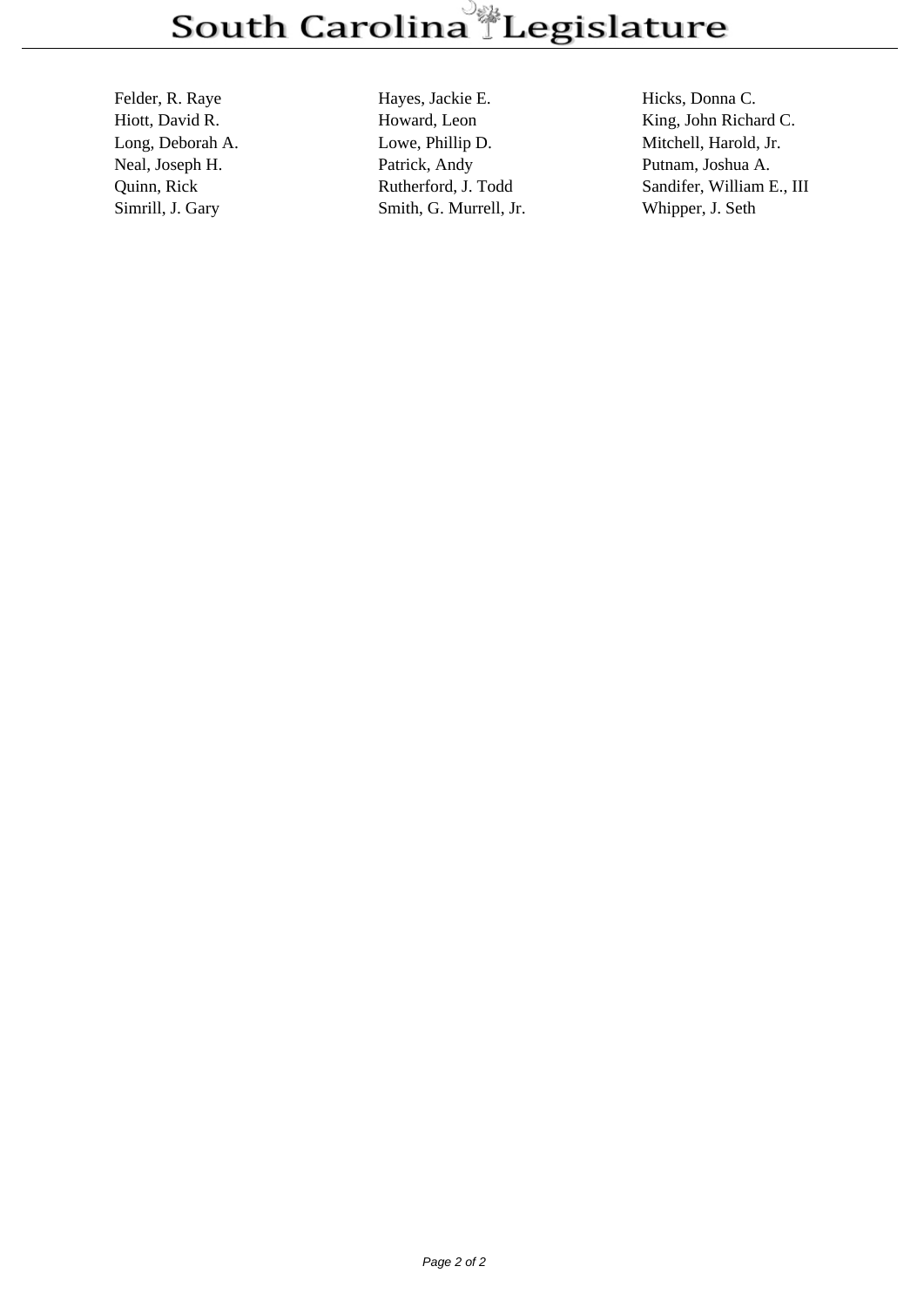| | | |
|---|---|---|
| Felder, R. Raye | Hayes, Jackie E. | Hicks, Donna C. |
| Hiott, David R. | Howard, Leon | King, John Richard C. |
| Long, Deborah A. | Lowe, Phillip D. | Mitchell, Harold, Jr. |
| Neal, Joseph H. | Patrick, Andy | Putnam, Joshua A. |
| Quinn, Rick | Rutherford, J. Todd | Sandifer, William E., III |
| Simrill, J. Gary | Smith, G. Murrell, Jr. | Whipper, J. Seth |